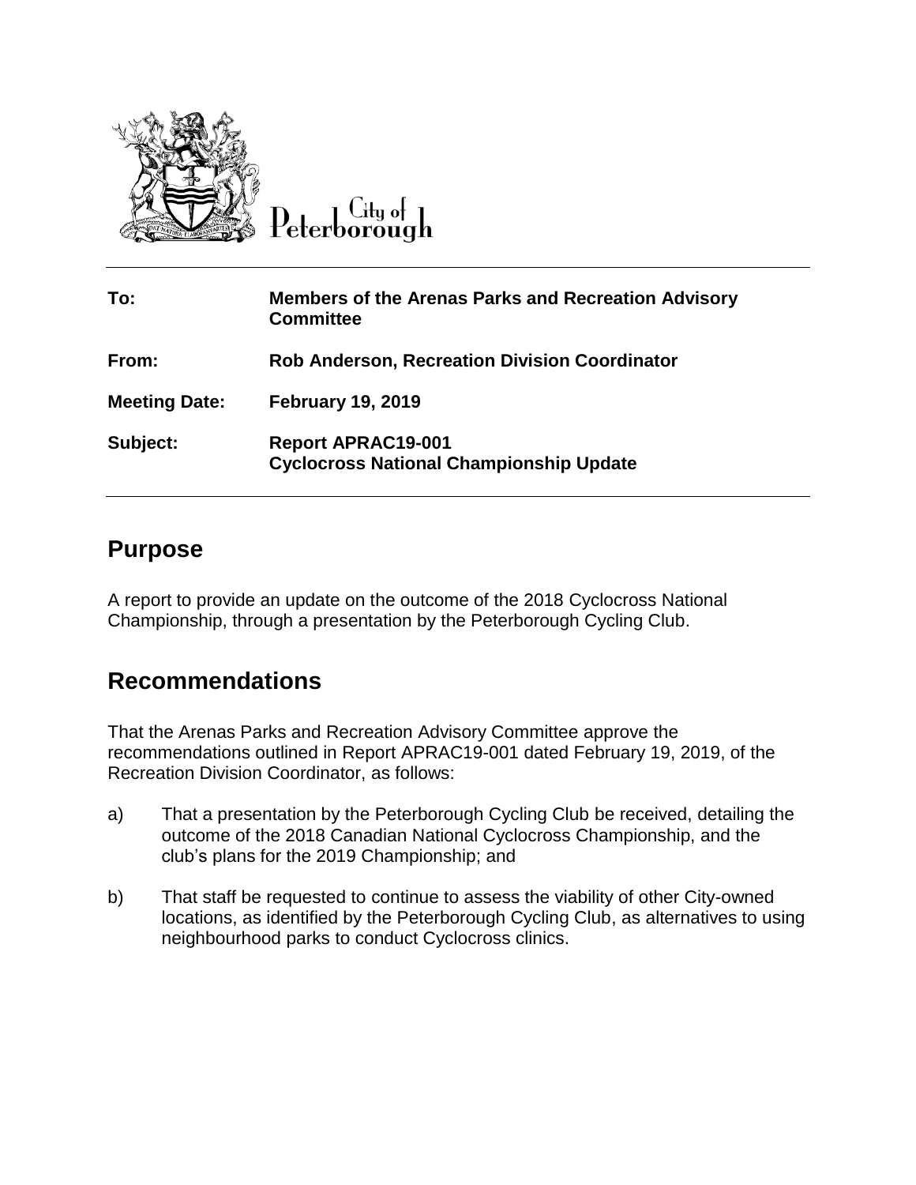City of Peterborough

| | |
|---|---|
| **To:** | **Members of the Arenas Parks and Recreation Advisory Committee** |
| **From:** | **Rob Anderson, Recreation Division Coordinator** |
| **Meeting Date:** | **February 19, 2019** |
| **Subject:** | **Report APRAC19-001**<br>**Cyclocross National Championship Update** |

## Purpose

A report to provide an update on the outcome of the 2018 Cyclocross National Championship, through a presentation by the Peterborough Cycling Club.

## Recommendations

That the Arenas Parks and Recreation Advisory Committee approve the recommendations outlined in Report APRAC19-001 dated February 19, 2019, of the Recreation Division Coordinator, as follows:

a) That a presentation by the Peterborough Cycling Club be received, detailing the outcome of the 2018 Canadian National Cyclocross Championship, and the club's plans for the 2019 Championship; and

b) That staff be requested to continue to assess the viability of other City-owned locations, as identified by the Peterborough Cycling Club, as alternatives to using neighbourhood parks to conduct Cyclocross clinics.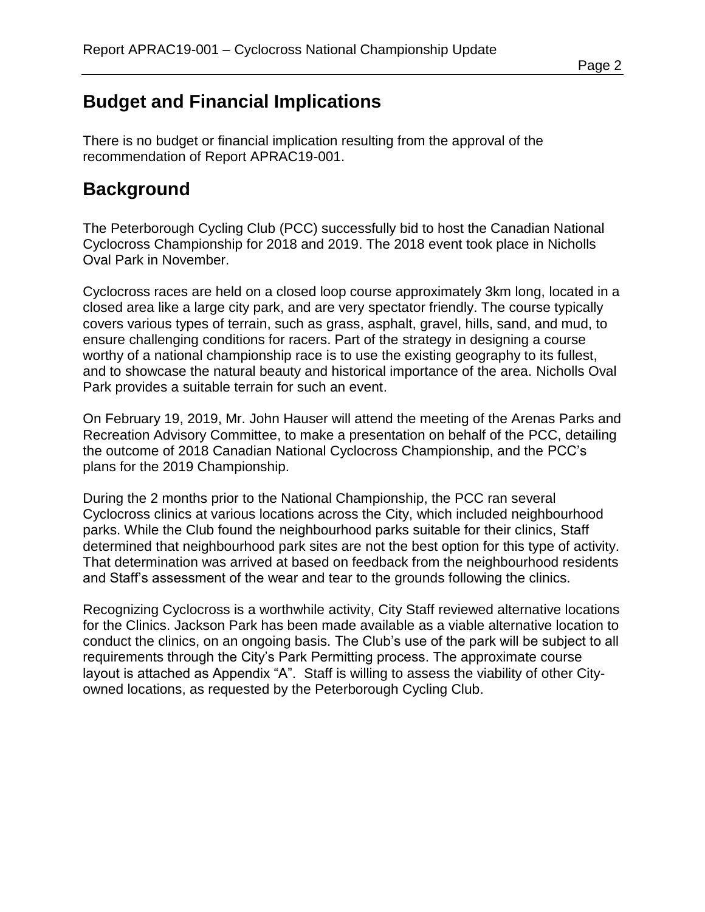## Budget and Financial Implications

There is no budget or financial implication resulting from the approval of the recommendation of Report APRAC19-001.

## Background

The Peterborough Cycling Club (PCC) successfully bid to host the Canadian National Cyclocross Championship for 2018 and 2019. The 2018 event took place in Nicholls Oval Park in November.

Cyclocross races are held on a closed loop course approximately 3km long, located in a closed area like a large city park, and are very spectator friendly. The course typically covers various types of terrain, such as grass, asphalt, gravel, hills, sand, and mud, to ensure challenging conditions for racers. Part of the strategy in designing a course worthy of a national championship race is to use the existing geography to its fullest, and to showcase the natural beauty and historical importance of the area. Nicholls Oval Park provides a suitable terrain for such an event.

On February 19, 2019, Mr. John Hauser will attend the meeting of the Arenas Parks and Recreation Advisory Committee, to make a presentation on behalf of the PCC, detailing the outcome of 2018 Canadian National Cyclocross Championship, and the PCC's plans for the 2019 Championship.

During the 2 months prior to the National Championship, the PCC ran several Cyclocross clinics at various locations across the City, which included neighbourhood parks. While the Club found the neighbourhood parks suitable for their clinics, Staff determined that neighbourhood park sites are not the best option for this type of activity. That determination was arrived at based on feedback from the neighbourhood residents and Staff's assessment of the wear and tear to the grounds following the clinics.

Recognizing Cyclocross is a worthwhile activity, City Staff reviewed alternative locations for the Clinics. Jackson Park has been made available as a viable alternative location to conduct the clinics, on an ongoing basis. The Club's use of the park will be subject to all requirements through the City's Park Permitting process. The approximate course layout is attached as Appendix "A". Staff is willing to assess the viability of other City-owned locations, as requested by the Peterborough Cycling Club.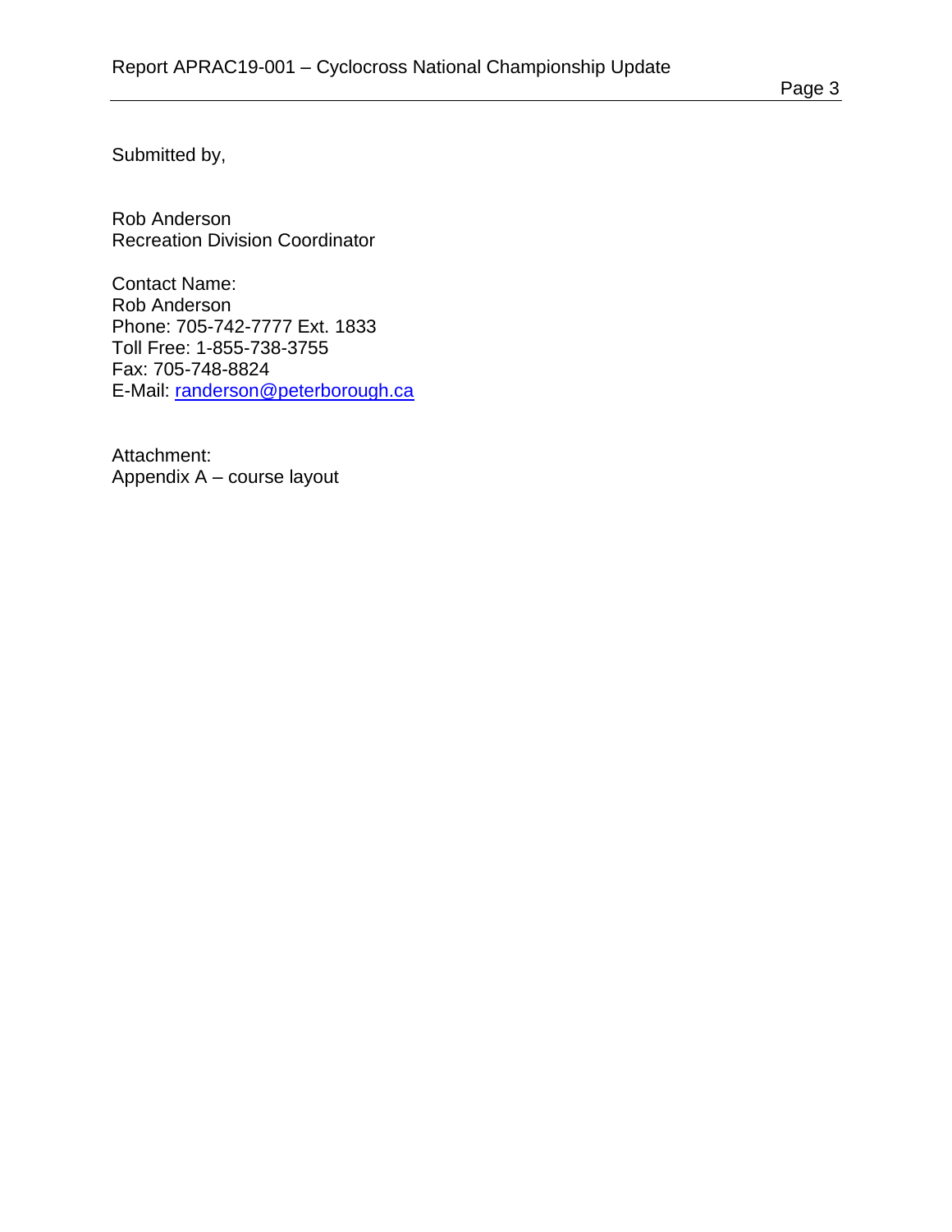Submitted by,

Rob Anderson
Recreation Division Coordinator

Contact Name:
Rob Anderson
Phone: 705-742-7777 Ext. 1833
Toll Free: 1-855-738-3755
Fax: 705-748-8824
E-Mail: randerson@peterborough.ca

Attachment:
Appendix A – course layout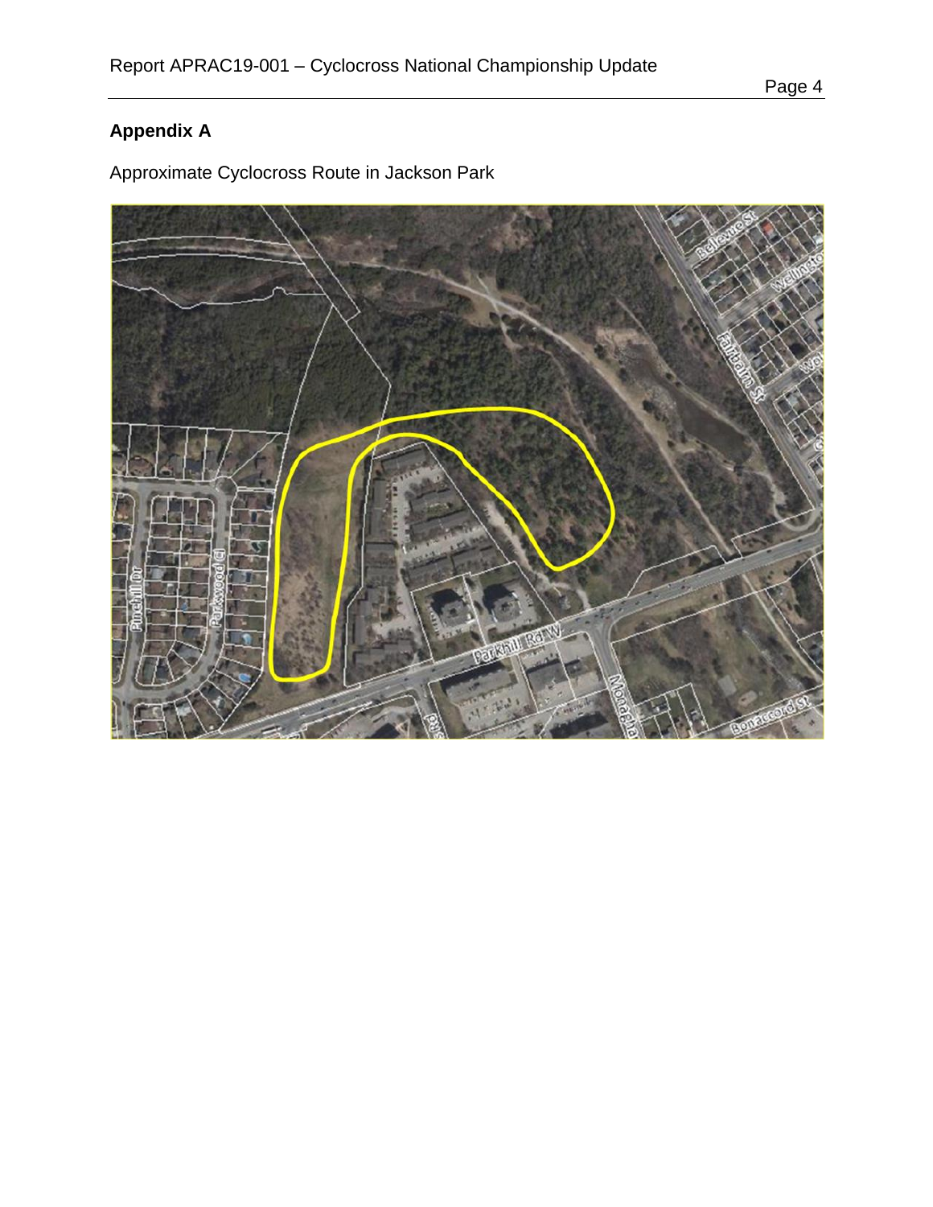## Appendix A

Approximate Cyclocross Route in Jackson Park